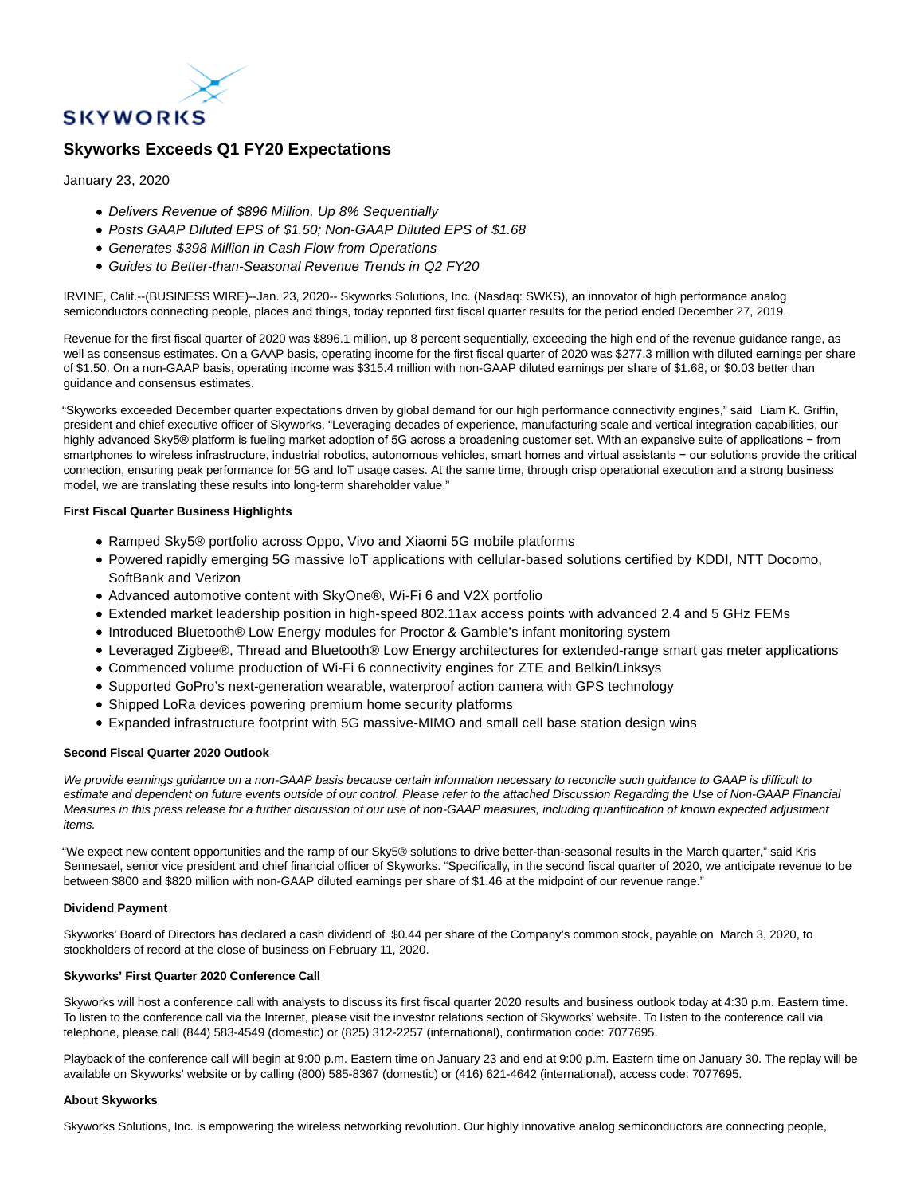SKYWORKS

# Skyworks Exceeds Q1 FY20 Expectations

January 23, 2020

- *Delivers Revenue of $896 Million, Up 8% Sequentially*
- *Posts GAAP Diluted EPS of $1.50; Non-GAAP Diluted EPS of $1.68*
- *Generates $398 Million in Cash Flow from Operations*
- *Guides to Better-than-Seasonal Revenue Trends in Q2 FY20*

IRVINE, Calif.--(BUSINESS WIRE)--Jan. 23, 2020-- Skyworks Solutions, Inc. (Nasdaq: SWKS), an innovator of high performance analog semiconductors connecting people, places and things, today reported first fiscal quarter results for the period ended December 27, 2019.

Revenue for the first fiscal quarter of 2020 was $896.1 million, up 8 percent sequentially, exceeding the high end of the revenue guidance range, as well as consensus estimates. On a GAAP basis, operating income for the first fiscal quarter of 2020 was $277.3 million with diluted earnings per share of $1.50. On a non-GAAP basis, operating income was $315.4 million with non-GAAP diluted earnings per share of $1.68, or $0.03 better than guidance and consensus estimates.

"Skyworks exceeded December quarter expectations driven by global demand for our high performance connectivity engines," said Liam K. Griffin, president and chief executive officer of Skyworks. "Leveraging decades of experience, manufacturing scale and vertical integration capabilities, our highly advanced Sky5® platform is fueling market adoption of 5G across a broadening customer set. With an expansive suite of applications − from smartphones to wireless infrastructure, industrial robotics, autonomous vehicles, smart homes and virtual assistants − our solutions provide the critical connection, ensuring peak performance for 5G and IoT usage cases. At the same time, through crisp operational execution and a strong business model, we are translating these results into long-term shareholder value."

**First Fiscal Quarter Business Highlights**

- Ramped Sky5® portfolio across Oppo, Vivo and Xiaomi 5G mobile platforms
- Powered rapidly emerging 5G massive IoT applications with cellular-based solutions certified by KDDI, NTT Docomo, SoftBank and Verizon
- Advanced automotive content with SkyOne®, Wi-Fi 6 and V2X portfolio
- Extended market leadership position in high-speed 802.11ax access points with advanced 2.4 and 5 GHz FEMs
- Introduced Bluetooth® Low Energy modules for Proctor & Gamble's infant monitoring system
- Leveraged Zigbee®, Thread and Bluetooth® Low Energy architectures for extended-range smart gas meter applications
- Commenced volume production of Wi-Fi 6 connectivity engines for ZTE and Belkin/Linksys
- Supported GoPro's next-generation wearable, waterproof action camera with GPS technology
- Shipped LoRa devices powering premium home security platforms
- Expanded infrastructure footprint with 5G massive-MIMO and small cell base station design wins

**Second Fiscal Quarter 2020 Outlook**

*We provide earnings guidance on a non-GAAP basis because certain information necessary to reconcile such guidance to GAAP is difficult to estimate and dependent on future events outside of our control. Please refer to the attached Discussion Regarding the Use of Non-GAAP Financial Measures in this press release for a further discussion of our use of non-GAAP measures, including quantification of known expected adjustment items.*

"We expect new content opportunities and the ramp of our Sky5® solutions to drive better-than-seasonal results in the March quarter," said Kris Sennesael, senior vice president and chief financial officer of Skyworks. "Specifically, in the second fiscal quarter of 2020, we anticipate revenue to be between $800 and $820 million with non-GAAP diluted earnings per share of $1.46 at the midpoint of our revenue range."

**Dividend Payment**

Skyworks' Board of Directors has declared a cash dividend of $0.44 per share of the Company's common stock, payable on March 3, 2020, to stockholders of record at the close of business on February 11, 2020.

**Skyworks' First Quarter 2020 Conference Call**

Skyworks will host a conference call with analysts to discuss its first fiscal quarter 2020 results and business outlook today at 4:30 p.m. Eastern time. To listen to the conference call via the Internet, please visit the investor relations section of Skyworks' website. To listen to the conference call via telephone, please call (844) 583-4549 (domestic) or (825) 312-2257 (international), confirmation code: 7077695.

Playback of the conference call will begin at 9:00 p.m. Eastern time on January 23 and end at 9:00 p.m. Eastern time on January 30. The replay will be available on Skyworks' website or by calling (800) 585-8367 (domestic) or (416) 621-4642 (international), access code: 7077695.

**About Skyworks**

Skyworks Solutions, Inc. is empowering the wireless networking revolution. Our highly innovative analog semiconductors are connecting people,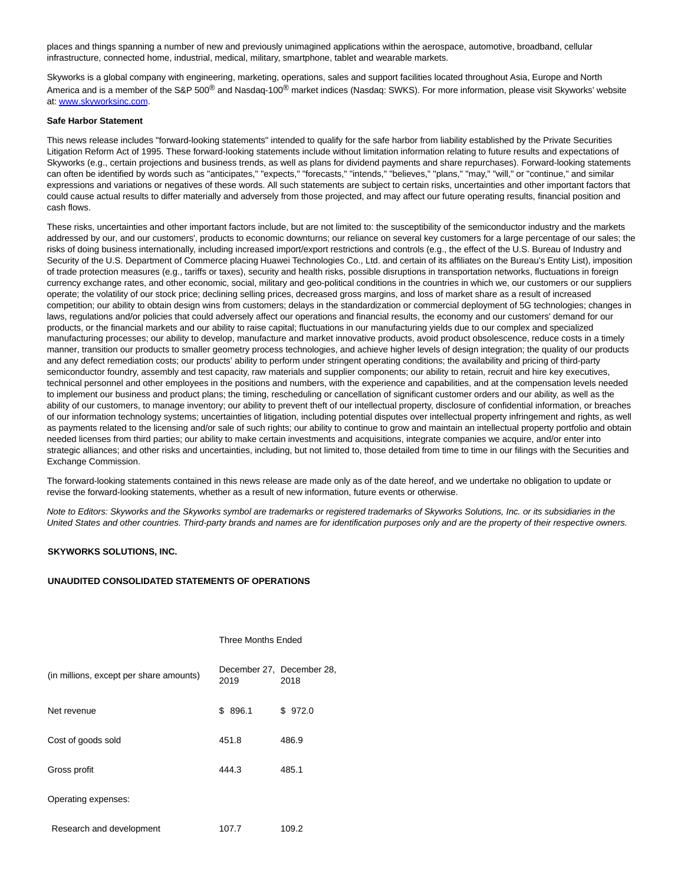places and things spanning a number of new and previously unimagined applications within the aerospace, automotive, broadband, cellular infrastructure, connected home, industrial, medical, military, smartphone, tablet and wearable markets.

Skyworks is a global company with engineering, marketing, operations, sales and support facilities located throughout Asia, Europe and North America and is a member of the S&P 500® and Nasdaq-100® market indices (Nasdaq: SWKS). For more information, please visit Skyworks' website at: www.skyworksinc.com.

**Safe Harbor Statement**

This news release includes "forward-looking statements" intended to qualify for the safe harbor from liability established by the Private Securities Litigation Reform Act of 1995. These forward-looking statements include without limitation information relating to future results and expectations of Skyworks (e.g., certain projections and business trends, as well as plans for dividend payments and share repurchases). Forward-looking statements can often be identified by words such as "anticipates," "expects," "forecasts," "intends," "believes," "plans," "may," "will," or "continue," and similar expressions and variations or negatives of these words. All such statements are subject to certain risks, uncertainties and other important factors that could cause actual results to differ materially and adversely from those projected, and may affect our future operating results, financial position and cash flows.

These risks, uncertainties and other important factors include, but are not limited to: the susceptibility of the semiconductor industry and the markets addressed by our, and our customers', products to economic downturns; our reliance on several key customers for a large percentage of our sales; the risks of doing business internationally, including increased import/export restrictions and controls (e.g., the effect of the U.S. Bureau of Industry and Security of the U.S. Department of Commerce placing Huawei Technologies Co., Ltd. and certain of its affiliates on the Bureau's Entity List), imposition of trade protection measures (e.g., tariffs or taxes), security and health risks, possible disruptions in transportation networks, fluctuations in foreign currency exchange rates, and other economic, social, military and geo-political conditions in the countries in which we, our customers or our suppliers operate; the volatility of our stock price; declining selling prices, decreased gross margins, and loss of market share as a result of increased competition; our ability to obtain design wins from customers; delays in the standardization or commercial deployment of 5G technologies; changes in laws, regulations and/or policies that could adversely affect our operations and financial results, the economy and our customers' demand for our products, or the financial markets and our ability to raise capital; fluctuations in our manufacturing yields due to our complex and specialized manufacturing processes; our ability to develop, manufacture and market innovative products, avoid product obsolescence, reduce costs in a timely manner, transition our products to smaller geometry process technologies, and achieve higher levels of design integration; the quality of our products and any defect remediation costs; our products' ability to perform under stringent operating conditions; the availability and pricing of third-party semiconductor foundry, assembly and test capacity, raw materials and supplier components; our ability to retain, recruit and hire key executives, technical personnel and other employees in the positions and numbers, with the experience and capabilities, and at the compensation levels needed to implement our business and product plans; the timing, rescheduling or cancellation of significant customer orders and our ability, as well as the ability of our customers, to manage inventory; our ability to prevent theft of our intellectual property, disclosure of confidential information, or breaches of our information technology systems; uncertainties of litigation, including potential disputes over intellectual property infringement and rights, as well as payments related to the licensing and/or sale of such rights; our ability to continue to grow and maintain an intellectual property portfolio and obtain needed licenses from third parties; our ability to make certain investments and acquisitions, integrate companies we acquire, and/or enter into strategic alliances; and other risks and uncertainties, including, but not limited to, those detailed from time to time in our filings with the Securities and Exchange Commission.

The forward-looking statements contained in this news release are made only as of the date hereof, and we undertake no obligation to update or revise the forward-looking statements, whether as a result of new information, future events or otherwise.

*Note to Editors: Skyworks and the Skyworks symbol are trademarks or registered trademarks of Skyworks Solutions, Inc. or its subsidiaries in the United States and other countries. Third-party brands and names are for identification purposes only and are the property of their respective owners.*

**SKYWORKS SOLUTIONS, INC.**

**UNAUDITED CONSOLIDATED STATEMENTS OF OPERATIONS**

| | Three Months Ended | |
|---|---|---|
| (in millions, except per share amounts) | December 27, 2019 | December 28, 2018 |
| Net revenue | $ 896.1 | $ 972.0 |
| Cost of goods sold | 451.8 | 486.9 |
| Gross profit | 444.3 | 485.1 |
| Operating expenses: | | |
| Research and development | 107.7 | 109.2 |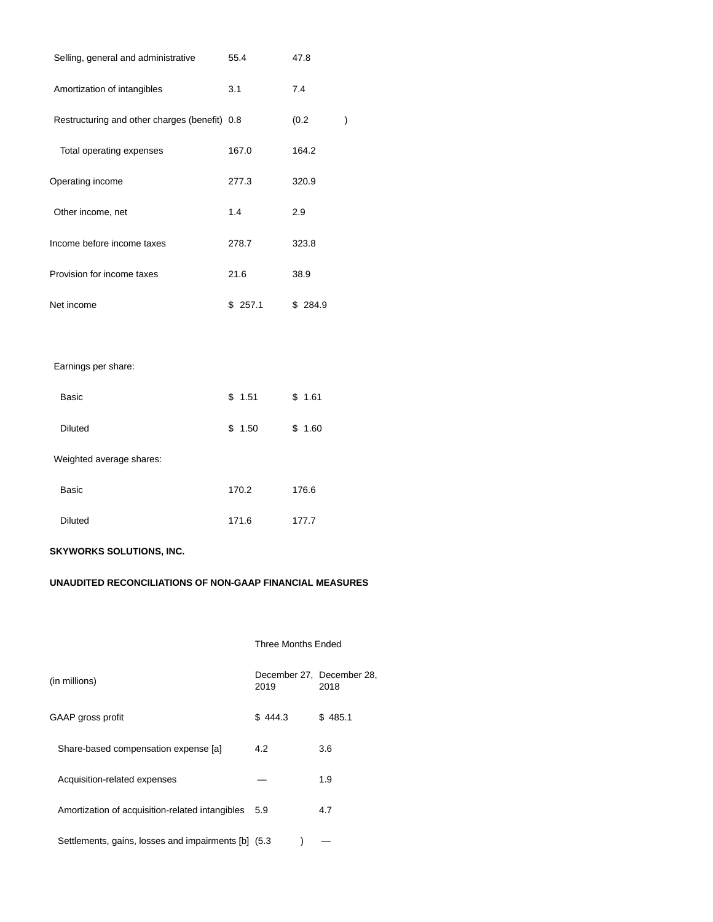| | | |
|---|---|---|
| Selling, general and administrative | 55.4 | 47.8 |
| Amortization of intangibles | 3.1 | 7.4 |
| Restructuring and other charges (benefit) | 0.8 | (0.2 ) |
| Total operating expenses | 167.0 | 164.2 |
| Operating income | 277.3 | 320.9 |
| Other income, net | 1.4 | 2.9 |
| Income before income taxes | 278.7 | 323.8 |
| Provision for income taxes | 21.6 | 38.9 |
| Net income | $ 257.1 | $ 284.9 |
| | | |
| Earnings per share: | | |
| Basic | $ 1.51 | $ 1.61 |
| Diluted | $ 1.50 | $ 1.60 |
| Weighted average shares: | | |
| Basic | 170.2 | 176.6 |
| Diluted | 171.6 | 177.7 |

**SKYWORKS SOLUTIONS, INC.**

**UNAUDITED RECONCILIATIONS OF NON-GAAP FINANCIAL MEASURES**

| | Three Months Ended | |
|---|---|---|
| (in millions) | December 27, 2019 | December 28, 2018 |
| GAAP gross profit | $ 444.3 | $ 485.1 |
| Share-based compensation expense [a] | 4.2 | 3.6 |
| Acquisition-related expenses | — | 1.9 |
| Amortization of acquisition-related intangibles | 5.9 | 4.7 |
| Settlements, gains, losses and impairments [b] | (5.3 ) | — |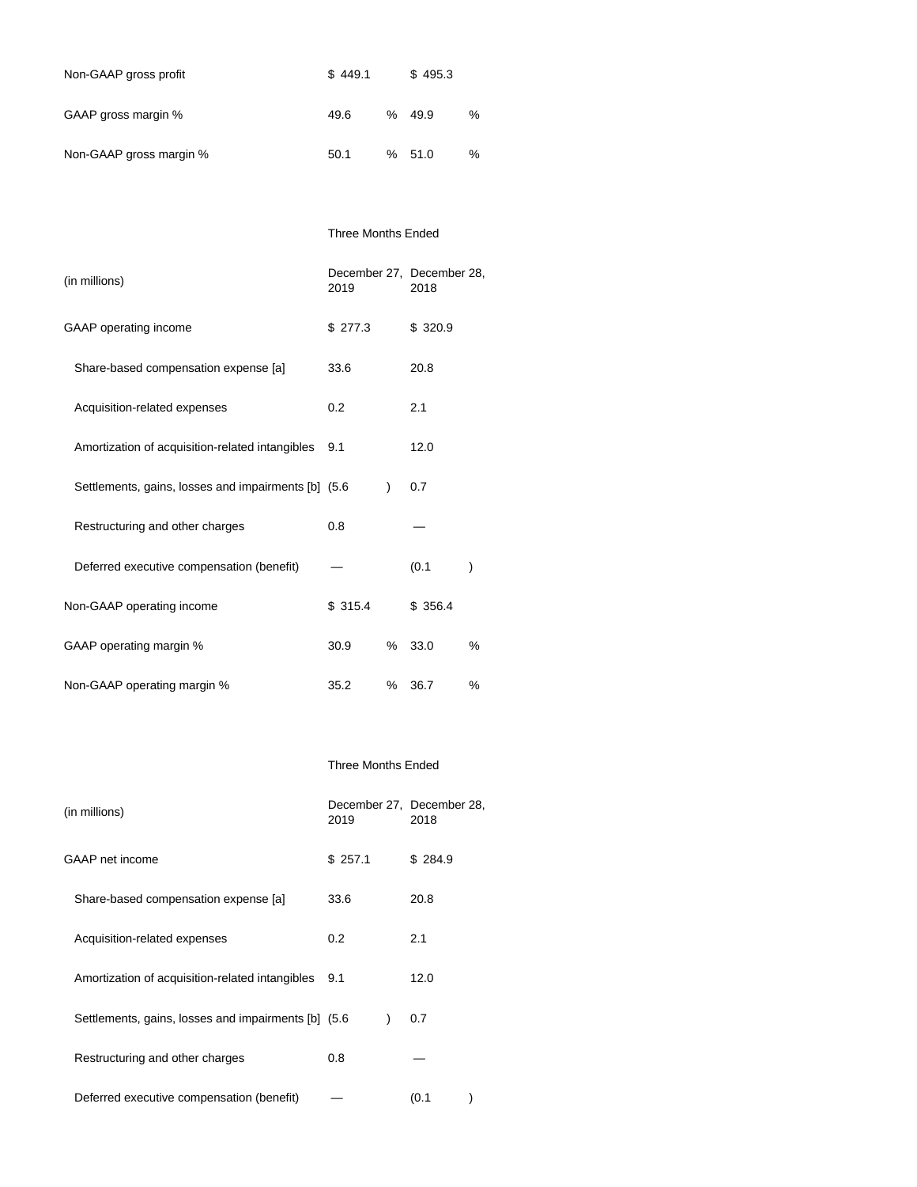| | | |
|---|---|---|
| Non-GAAP gross profit | $ 449.1 | $ 495.3 |
| GAAP gross margin % | 49.6 % | 49.9 % |
| Non-GAAP gross margin % | 50.1 % | 51.0 % |

| | Three Months Ended | |
|---|---|---|
| (in millions) | December 27, 2019 | December 28, 2018 |
| GAAP operating income | $ 277.3 | $ 320.9 |
| Share-based compensation expense [a] | 33.6 | 20.8 |
| Acquisition-related expenses | 0.2 | 2.1 |
| Amortization of acquisition-related intangibles | 9.1 | 12.0 |
| Settlements, gains, losses and impairments [b] | (5.6) | 0.7 |
| Restructuring and other charges | 0.8 | — |
| Deferred executive compensation (benefit) | — | (0.1) |
| Non-GAAP operating income | $ 315.4 | $ 356.4 |
| GAAP operating margin % | 30.9 % | 33.0 % |
| Non-GAAP operating margin % | 35.2 % | 36.7 % |

| | Three Months Ended | |
|---|---|---|
| (in millions) | December 27, 2019 | December 28, 2018 |
| GAAP net income | $ 257.1 | $ 284.9 |
| Share-based compensation expense [a] | 33.6 | 20.8 |
| Acquisition-related expenses | 0.2 | 2.1 |
| Amortization of acquisition-related intangibles | 9.1 | 12.0 |
| Settlements, gains, losses and impairments [b] | (5.6) | 0.7 |
| Restructuring and other charges | 0.8 | — |
| Deferred executive compensation (benefit) | — | (0.1) |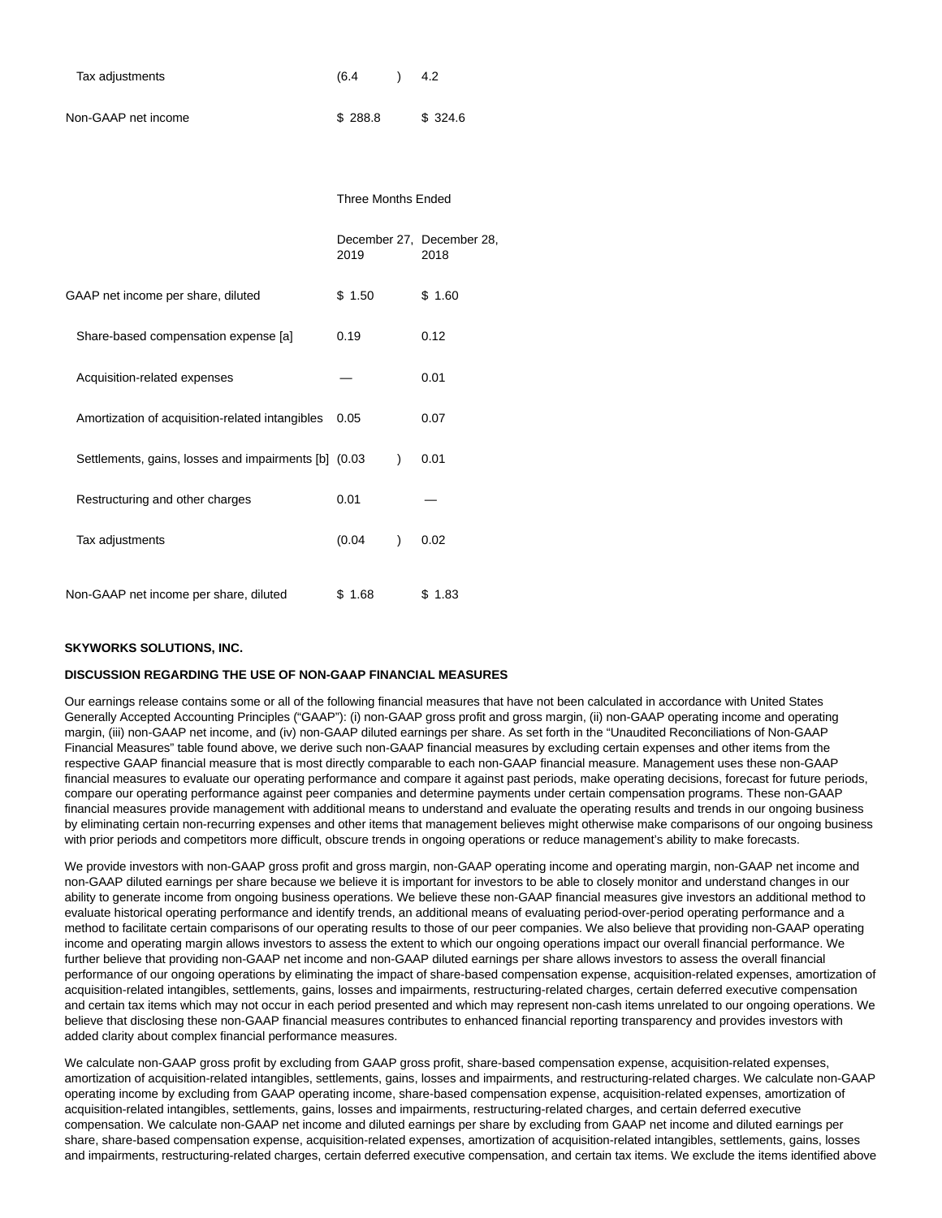| | | |
|---|---|---|
| Tax adjustments | (6.4 ) | 4.2 |
| Non-GAAP net income | $ 288.8 | $ 324.6 |

| | Three Months Ended | |
|---|---|---|
| | December 27, 2019 | December 28, 2018 |
| GAAP net income per share, diluted | $ 1.50 | $ 1.60 |
| Share-based compensation expense [a] | 0.19 | 0.12 |
| Acquisition-related expenses | — | 0.01 |
| Amortization of acquisition-related intangibles | 0.05 | 0.07 |
| Settlements, gains, losses and impairments [b] | (0.03 ) | 0.01 |
| Restructuring and other charges | 0.01 | — |
| Tax adjustments | (0.04 ) | 0.02 |
| Non-GAAP net income per share, diluted | $ 1.68 | $ 1.83 |

**SKYWORKS SOLUTIONS, INC.**

**DISCUSSION REGARDING THE USE OF NON-GAAP FINANCIAL MEASURES**

Our earnings release contains some or all of the following financial measures that have not been calculated in accordance with United States Generally Accepted Accounting Principles ("GAAP"): (i) non-GAAP gross profit and gross margin, (ii) non-GAAP operating income and operating margin, (iii) non-GAAP net income, and (iv) non-GAAP diluted earnings per share. As set forth in the "Unaudited Reconciliations of Non-GAAP Financial Measures" table found above, we derive such non-GAAP financial measures by excluding certain expenses and other items from the respective GAAP financial measure that is most directly comparable to each non-GAAP financial measure. Management uses these non-GAAP financial measures to evaluate our operating performance and compare it against past periods, make operating decisions, forecast for future periods, compare our operating performance against peer companies and determine payments under certain compensation programs. These non-GAAP financial measures provide management with additional means to understand and evaluate the operating results and trends in our ongoing business by eliminating certain non-recurring expenses and other items that management believes might otherwise make comparisons of our ongoing business with prior periods and competitors more difficult, obscure trends in ongoing operations or reduce management's ability to make forecasts.

We provide investors with non-GAAP gross profit and gross margin, non-GAAP operating income and operating margin, non-GAAP net income and non-GAAP diluted earnings per share because we believe it is important for investors to be able to closely monitor and understand changes in our ability to generate income from ongoing business operations. We believe these non-GAAP financial measures give investors an additional method to evaluate historical operating performance and identify trends, an additional means of evaluating period-over-period operating performance and a method to facilitate certain comparisons of our operating results to those of our peer companies. We also believe that providing non-GAAP operating income and operating margin allows investors to assess the extent to which our ongoing operations impact our overall financial performance. We further believe that providing non-GAAP net income and non-GAAP diluted earnings per share allows investors to assess the overall financial performance of our ongoing operations by eliminating the impact of share-based compensation expense, acquisition-related expenses, amortization of acquisition-related intangibles, settlements, gains, losses and impairments, restructuring-related charges, certain deferred executive compensation and certain tax items which may not occur in each period presented and which may represent non-cash items unrelated to our ongoing operations. We believe that disclosing these non-GAAP financial measures contributes to enhanced financial reporting transparency and provides investors with added clarity about complex financial performance measures.

We calculate non-GAAP gross profit by excluding from GAAP gross profit, share-based compensation expense, acquisition-related expenses, amortization of acquisition-related intangibles, settlements, gains, losses and impairments, and restructuring-related charges. We calculate non-GAAP operating income by excluding from GAAP operating income, share-based compensation expense, acquisition-related expenses, amortization of acquisition-related intangibles, settlements, gains, losses and impairments, restructuring-related charges, and certain deferred executive compensation. We calculate non-GAAP net income and diluted earnings per share by excluding from GAAP net income and diluted earnings per share, share-based compensation expense, acquisition-related expenses, amortization of acquisition-related intangibles, settlements, gains, losses and impairments, restructuring-related charges, certain deferred executive compensation, and certain tax items. We exclude the items identified above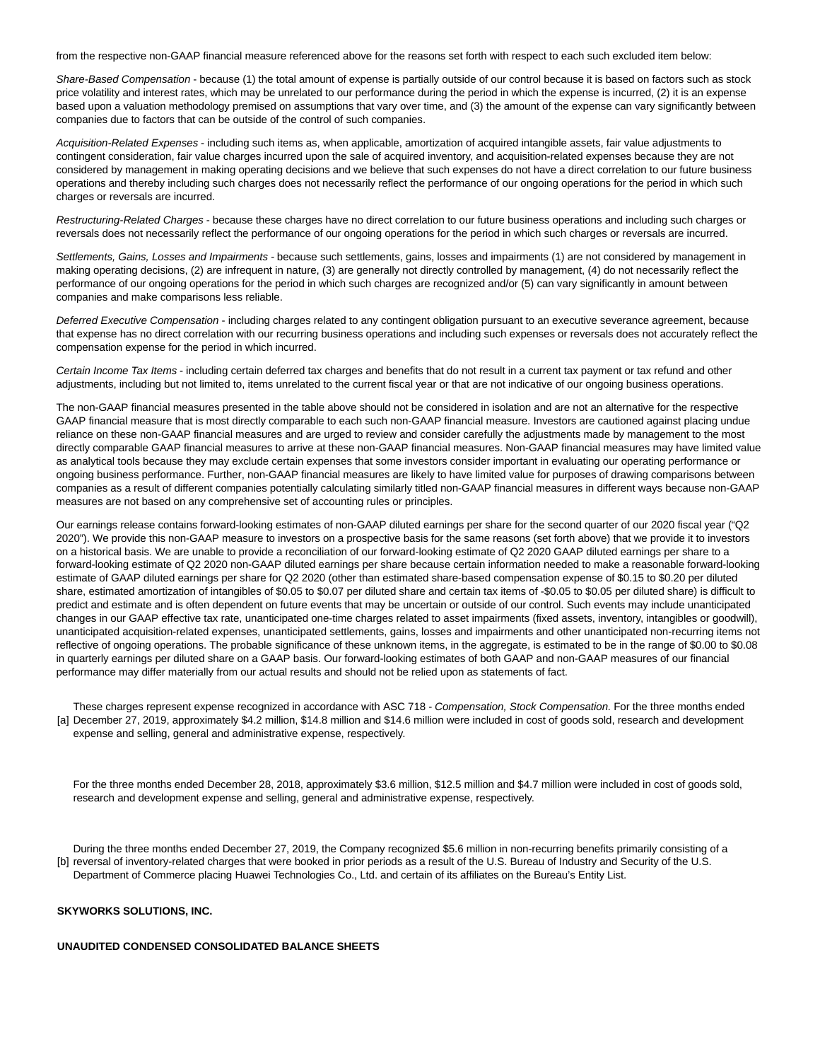from the respective non-GAAP financial measure referenced above for the reasons set forth with respect to each such excluded item below:

*Share-Based Compensation* - because (1) the total amount of expense is partially outside of our control because it is based on factors such as stock price volatility and interest rates, which may be unrelated to our performance during the period in which the expense is incurred, (2) it is an expense based upon a valuation methodology premised on assumptions that vary over time, and (3) the amount of the expense can vary significantly between companies due to factors that can be outside of the control of such companies.

*Acquisition-Related Expenses* - including such items as, when applicable, amortization of acquired intangible assets, fair value adjustments to contingent consideration, fair value charges incurred upon the sale of acquired inventory, and acquisition-related expenses because they are not considered by management in making operating decisions and we believe that such expenses do not have a direct correlation to our future business operations and thereby including such charges does not necessarily reflect the performance of our ongoing operations for the period in which such charges or reversals are incurred.

*Restructuring-Related Charges* - because these charges have no direct correlation to our future business operations and including such charges or reversals does not necessarily reflect the performance of our ongoing operations for the period in which such charges or reversals are incurred.

*Settlements, Gains, Losses and Impairments* - because such settlements, gains, losses and impairments (1) are not considered by management in making operating decisions, (2) are infrequent in nature, (3) are generally not directly controlled by management, (4) do not necessarily reflect the performance of our ongoing operations for the period in which such charges are recognized and/or (5) can vary significantly in amount between companies and make comparisons less reliable.

*Deferred Executive Compensation* - including charges related to any contingent obligation pursuant to an executive severance agreement, because that expense has no direct correlation with our recurring business operations and including such expenses or reversals does not accurately reflect the compensation expense for the period in which incurred.

*Certain Income Tax Items* - including certain deferred tax charges and benefits that do not result in a current tax payment or tax refund and other adjustments, including but not limited to, items unrelated to the current fiscal year or that are not indicative of our ongoing business operations.

The non-GAAP financial measures presented in the table above should not be considered in isolation and are not an alternative for the respective GAAP financial measure that is most directly comparable to each such non-GAAP financial measure. Investors are cautioned against placing undue reliance on these non-GAAP financial measures and are urged to review and consider carefully the adjustments made by management to the most directly comparable GAAP financial measures to arrive at these non-GAAP financial measures. Non-GAAP financial measures may have limited value as analytical tools because they may exclude certain expenses that some investors consider important in evaluating our operating performance or ongoing business performance. Further, non-GAAP financial measures are likely to have limited value for purposes of drawing comparisons between companies as a result of different companies potentially calculating similarly titled non-GAAP financial measures in different ways because non-GAAP measures are not based on any comprehensive set of accounting rules or principles.

Our earnings release contains forward-looking estimates of non-GAAP diluted earnings per share for the second quarter of our 2020 fiscal year ("Q2 2020"). We provide this non-GAAP measure to investors on a prospective basis for the same reasons (set forth above) that we provide it to investors on a historical basis. We are unable to provide a reconciliation of our forward-looking estimate of Q2 2020 GAAP diluted earnings per share to a forward-looking estimate of Q2 2020 non-GAAP diluted earnings per share because certain information needed to make a reasonable forward-looking estimate of GAAP diluted earnings per share for Q2 2020 (other than estimated share-based compensation expense of $0.15 to $0.20 per diluted share, estimated amortization of intangibles of $0.05 to $0.07 per diluted share and certain tax items of -$0.05 to $0.05 per diluted share) is difficult to predict and estimate and is often dependent on future events that may be uncertain or outside of our control. Such events may include unanticipated changes in our GAAP effective tax rate, unanticipated one-time charges related to asset impairments (fixed assets, inventory, intangibles or goodwill), unanticipated acquisition-related expenses, unanticipated settlements, gains, losses and impairments and other unanticipated non-recurring items not reflective of ongoing operations. The probable significance of these unknown items, in the aggregate, is estimated to be in the range of $0.00 to $0.08 in quarterly earnings per diluted share on a GAAP basis. Our forward-looking estimates of both GAAP and non-GAAP measures of our financial performance may differ materially from our actual results and should not be relied upon as statements of fact.

[a] These charges represent expense recognized in accordance with ASC 718 - *Compensation, Stock Compensation.* For the three months ended December 27, 2019, approximately $4.2 million, $14.8 million and $14.6 million were included in cost of goods sold, research and development expense and selling, general and administrative expense, respectively.

For the three months ended December 28, 2018, approximately $3.6 million, $12.5 million and $4.7 million were included in cost of goods sold, research and development expense and selling, general and administrative expense, respectively.

[b] During the three months ended December 27, 2019, the Company recognized $5.6 million in non-recurring benefits primarily consisting of a reversal of inventory-related charges that were booked in prior periods as a result of the U.S. Bureau of Industry and Security of the U.S. Department of Commerce placing Huawei Technologies Co., Ltd. and certain of its affiliates on the Bureau's Entity List.

**SKYWORKS SOLUTIONS, INC.**

**UNAUDITED CONDENSED CONSOLIDATED BALANCE SHEETS**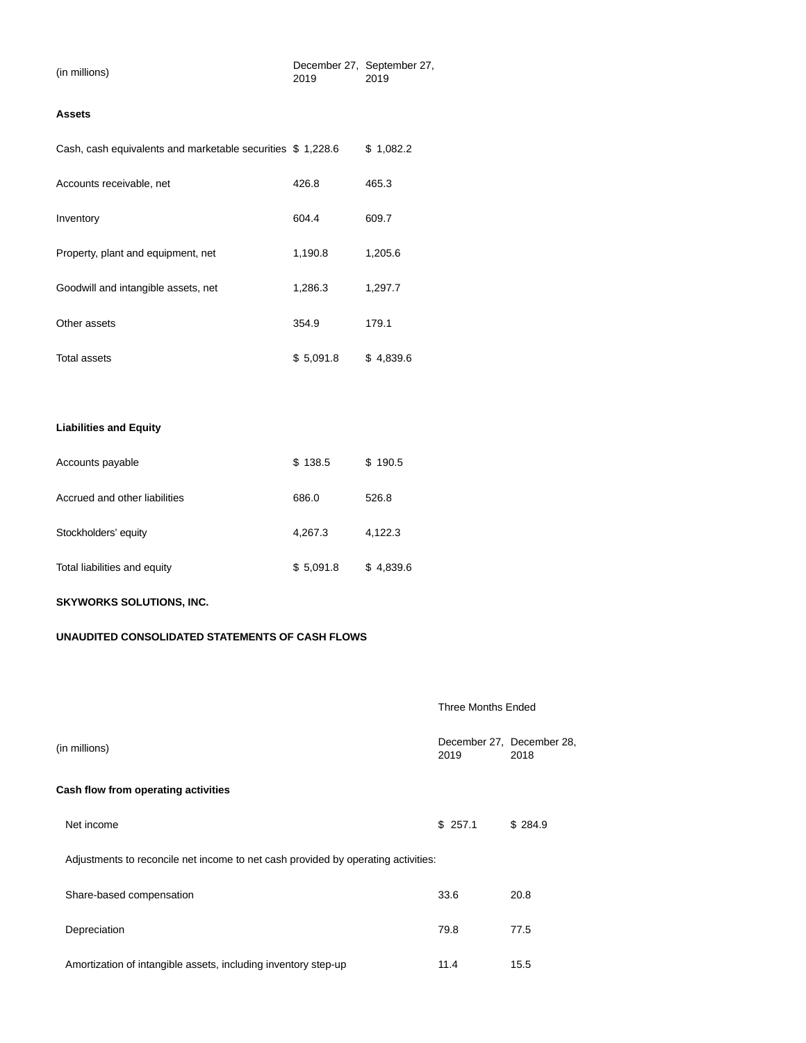| (in millions) | December 27, 2019 | September 27, 2019 |
| --- | --- | --- |
| **Assets** | | |
| Cash, cash equivalents and marketable securities | $ 1,228.6 | $ 1,082.2 |
| Accounts receivable, net | 426.8 | 465.3 |
| Inventory | 604.4 | 609.7 |
| Property, plant and equipment, net | 1,190.8 | 1,205.6 |
| Goodwill and intangible assets, net | 1,286.3 | 1,297.7 |
| Other assets | 354.9 | 179.1 |
| Total assets | $ 5,091.8 | $ 4,839.6 |
| | | |
| **Liabilities and Equity** | | |
| Accounts payable | $ 138.5 | $ 190.5 |
| Accrued and other liabilities | 686.0 | 526.8 |
| Stockholders' equity | 4,267.3 | 4,122.3 |
| Total liabilities and equity | $ 5,091.8 | $ 4,839.6 |

**SKYWORKS SOLUTIONS, INC.**

**UNAUDITED CONSOLIDATED STATEMENTS OF CASH FLOWS**

| | Three Months Ended | |
| --- | --- | --- |
| (in millions) | December 27, 2019 | December 28, 2018 |
| **Cash flow from operating activities** | | |
| Net income | $ 257.1 | $ 284.9 |
| Adjustments to reconcile net income to net cash provided by operating activities: | | |
| Share-based compensation | 33.6 | 20.8 |
| Depreciation | 79.8 | 77.5 |
| Amortization of intangible assets, including inventory step-up | 11.4 | 15.5 |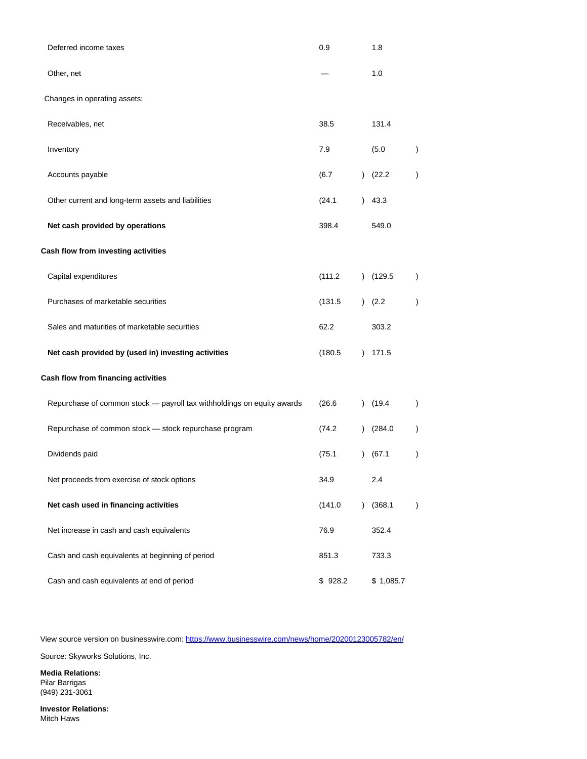| | | |
|---|---|---|
| Deferred income taxes | 0.9 | 1.8 |
| Other, net | — | 1.0 |
| Changes in operating assets: | | |
| Receivables, net | 38.5 | 131.4 |
| Inventory | 7.9 | (5.0) |
| Accounts payable | (6.7) | (22.2) |
| Other current and long-term assets and liabilities | (24.1) | 43.3 |
| **Net cash provided by operations** | 398.4 | 549.0 |
| **Cash flow from investing activities** | | |
| Capital expenditures | (111.2) | (129.5) |
| Purchases of marketable securities | (131.5) | (2.2) |
| Sales and maturities of marketable securities | 62.2 | 303.2 |
| **Net cash provided by (used in) investing activities** | (180.5) | 171.5 |
| **Cash flow from financing activities** | | |
| Repurchase of common stock — payroll tax withholdings on equity awards | (26.6) | (19.4) |
| Repurchase of common stock — stock repurchase program | (74.2) | (284.0) |
| Dividends paid | (75.1) | (67.1) |
| Net proceeds from exercise of stock options | 34.9 | 2.4 |
| **Net cash used in financing activities** | (141.0) | (368.1) |
| Net increase in cash and cash equivalents | 76.9 | 352.4 |
| Cash and cash equivalents at beginning of period | 851.3 | 733.3 |
| Cash and cash equivalents at end of period | $ 928.2 | $ 1,085.7 |

View source version on businesswire.com: https://www.businesswire.com/news/home/20200123005782/en/

Source: Skyworks Solutions, Inc.

**Media Relations:**
Pilar Barrigas
(949) 231-3061

**Investor Relations:**
Mitch Haws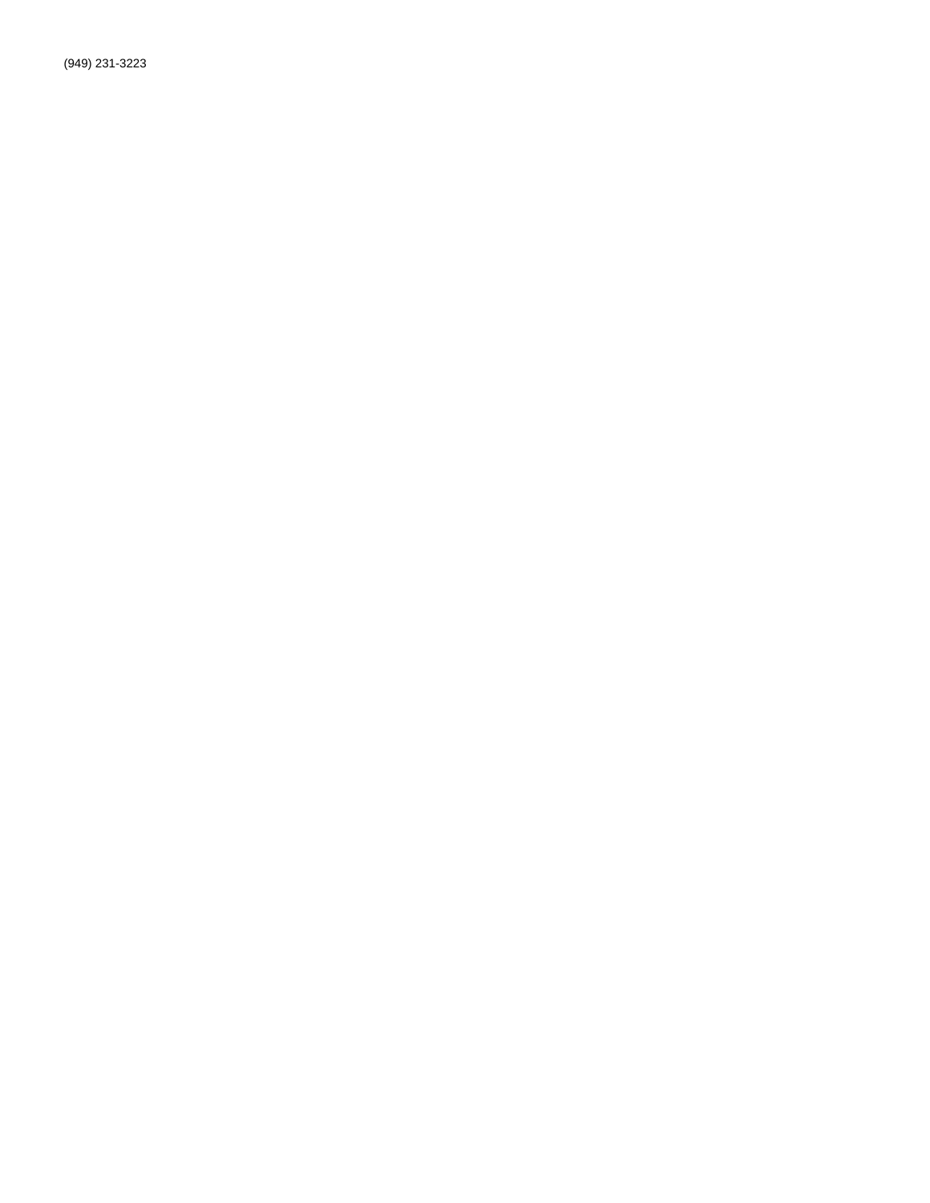(949) 231-3223